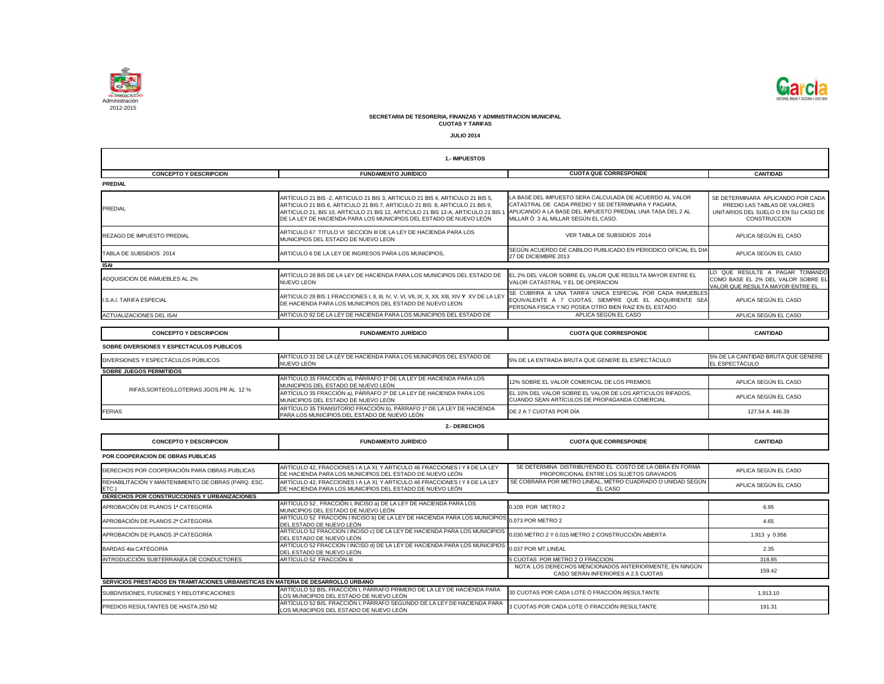Administración 2012-2015

**SECRETARIA DE TESORERIA, FINANZAS Y ADMINISTRACION MUNICIPAL**
**CUOTAS Y TARIFAS**

**JULIO 2014**

## 1.- IMPUESTOS

| CONCEPTO Y DESCRIPCION | FUNDAMENTO JURÍDICO | CUOTA QUE CORRESPONDE | CANTIDAD |
|---|---|---|---|
| **PREDIAL** | | | |
| PREDIAL | ARTÍCULO 21 BIS -2. ARTICULO 21 BIS 3, ARTICULO 21 BIS 4, ARTICULO 21 BIS 5, ARTICULO 21 BIS 6, ARTICULO 21 BIS 7, ARTICULO 21 BIS 8, ARTICULO 21 BIS 9, ARTICULO 21, BIS 10, ARTICULO 21 BIS 12, ARTICULO 21 BIS 12-A, ARTICULO 21 BIS 1 DE LA LEY DE HACIENDA PARA LOS MUNICIPIOS DEL ESTADO DE NUEVO LEÓN | LA BASE DEL IMPUESTO SERA CALCULADA DE ACUERDO AL VALOR CATASTRAL DE CADA PREDIO Y SE DETERMINARA Y PAGARA, APLICANDO A LA BASE DEL IMPUESTO PREDIAL UNA TASA DEL 2 AL MILLAR Ó 3 AL MILLAR SEGÚN EL CASO. | SE DETERMINARA APLICANDO POR CADA PREDIO LAS TABLAS DE VALORES UNITARIOS DEL SUELO O EN SU CASO DE CONSTRUCCION |
| REZAGO DE IMPUESTO PREDIAL | ARTICULO 67 TITULO VI SECCION III DE LA LEY DE HACIENDA PARA LOS MUNICIPIOS DEL ESTADO DE NUEVO LEON | VER TABLA DE SUBSIDIOS 2014 | APLICA SEGÚN EL CASO |
| TABLA DE SUBSIDIOS 2014 | ARTICULO 6 DE LA LEY DE INGRESOS PARA LOS MUNICIPIOS, | SEGÚN ACUERDO DE CABILDO PUBLICADO EN PERIODICO OFICIAL EL DIA 27 DE DICIEMBRE 2013 | APLICA SEGÚN EL CASO |
| **ISAI** | | | |
| ADQUISICION DE INMUEBLES AL 2% | ARTÍCULO 28 BIS DE LA LEY DE HACIENDA PARA LOS MUNICIPIOS DEL ESTADO DE NUEVO LEON | EL 2% DEL VALOR SOBRE EL VALOR QUE RESULTA MAYOR ENTRE EL VALOR CATASTRAL Y EL DE OPERACION | LO QUE RESULTE A PAGAR TOMANDO COMO BASE EL 2% DEL VALOR SOBRE EL VALOR QUE RESULTA MAYOR ENTRE EL |
| I.S.A.I. TARIFA ESPECIAL | ARTICULO 28 BIS 1 FRACCIONES I, II, III, IV, V, VI, VII, IX, X, XII, XIII, XIV Y XV DE LA LEY DE HACIENDA PARA LOS MUNICIPIOS DEL ESTADO DE NUEVO LEON | SE CUBRIRA A UNA TARIFA UNICA ESPECIAL POR CADA INMUEBLES EQUIVALENTE A 7 CUOTAS, SIEMPRE QUE EL ADQUIRIENTE SEA PERSONA FISICA Y NO POSEA OTRO BIEN RAIZ EN EL ESTADO | APLICA SEGÚN EL CASO |
| ACTUALIZACIONES DEL ISAI | ARTICULO 92 DE LA LEY DE HACIENDA PARA LOS MUNICIPIOS DEL ESTADO DE | APLICA SEGÚN EL CASO | APLICA SEGÚN EL CASO |

| CONCEPTO Y DESCRIPCION | FUNDAMENTO JURÍDICO | CUOTA QUE CORRESPONDE | CANTIDAD |
|---|---|---|---|
| **SOBRE DIVERSIONES Y ESPECTACULOS PUBLICOS** | | | |
| DIVERSIONES Y ESPECTÁCULOS PÚBLICOS | ARTÍCULO 31 DE LA LEY DE HACIENDA PARA LOS MUNICIPIOS DEL ESTADO DE NUEVO LEÓN | 5% DE LA ENTRADA BRUTA QUE GENERE EL ESPECTÁCULO | 5% DE LA CANTIDAD BRUTA QUE GENERE EL ESPECTÁCULO |
| **SOBRE JUEGOS PERMITIDOS** | | | |
| RIFAS,SORTEOS,LOTERIAS JGOS.PR AL 12 % | ARTÍCULO 35 FRACCIÓN a), PÁRRAFO 1º DE LA LEY DE HACIENDA PARA LOS MUNICIPIOS DEL ESTADO DE NUEVO LEÓN | 12% SOBRE EL VALOR COMERCIAL DE LOS PREMIOS | APLICA SEGÚN EL CASO |
| | ARTÍCULO 35 FRACCIÓN a), PÁRRAFO 2º DE LA LEY DE HACIENDA PARA LOS MUNICIPIOS DEL ESTADO DE NUEVO LEÓN | EL 10% DEL VALOR SOBRE EL VALOR DE LOS ARTÍCULOS RIFADOS, CUANDO SEAN ARTÍCULOS DE PROPAGANDA COMERCIAL | APLICA SEGÚN EL CASO |
| FERIAS | ARTÍCULO 35 TRANSITORIO FRACCIÓN b), PÁRRAFO 1º DE LA LEY DE HACIENDA PARA LOS MUNICIPIOS DEL ESTADO DE NUEVO LEÓN | DE 2 A 7 CUOTAS POR DÍA | 127.54 A 446.39 |

## 2.- DERECHOS

| CONCEPTO Y DESCRIPCION | FUNDAMENTO JURÍDICO | CUOTA QUE CORRESPONDE | CANTIDAD |
|---|---|---|---|
| **POR COOPERACION DE OBRAS PUBLICAS** | | | |
| DERECHOS POR COOPERACIÓN PARA OBRAS PUBLICAS | ARTÍCULO 42, FRACCIONES I A LA XI, Y ARTICULO 46 FRACCIONES I Y II DE LA LEY DE HACIENDA PARA LOS MUNICIPIOS DEL ESTADO DE NUEVO LEÓN | SE DETERMINA DISTRIBUYENDO EL COSTO DE LA OBRA EN FORMA PROPORCIONAL ENTRE LOS SUJETOS GRAVADOS | APLICA SEGÚN EL CASO |
| REHABILITACIÓN Y MANTENIMIENTO DE OBRAS (PARQ. ESC. ETC.) | ARTÍCULO 42, FRACCIONES I A LA XI, Y ARTICULO 46 FRACCIONES I Y II DE LA LEY DE HACIENDA PARA LOS MUNICIPIOS DEL ESTADO DE NUEVO LEÓN | SE COBRARA POR METRO LINEAL, METRO CUADRADO O UNIDAD SEGÚN EL CASO | APLICA SEGÚN EL CASO |
| **DERECHOS POR CONSTRUCCIONES Y URBANIZACIONES** | | | |
| APROBACIÓN DE PLANOS 1ª CATEGORÍA | ARTÍCULO 52 , FRACCIÓN I, INCISO a) DE LA LEY DE HACIENDA PARA LOS MUNICIPIOS DEL ESTADO DE NUEVO LEÓN | 0.109 POR METRO 2 | 6.95 |
| APROBACIÓN DE PLANOS 2ª CATEGORÍA | ARTÍCULO 52 FRACCIÓN I INCISO b) DE LA LEY DE HACIENDA PARA LOS MUNICIPIOS DEL ESTADO DE NUEVO LEÓN | 0.073 POR METRO 2 | 4.65 |
| APROBACIÓN DE PLANOS 3ª CATEGORÍA | ARTÍCULO 52 FRACCION I INCISO c) DE LA LEY DE HACIENDA PARA LOS MUNICIPIOS DEL ESTADO DE NUEVO LEÓN | 0.030 METRO 2 Y 0.015 METRO 2 CONSTRUCCIÓN ABIERTA | 1.913 y 0.956 |
| BARDAS 4ta CATEGORÍA | ARTÍCULO 52 FRACCION I INCISO d) DE LA LEY DE HACIENDA PARA LOS MUNICIPIOS DEL ESTADO DE NUEVO LEÓN | 0.037 POR MT.LINEAL | 2.35 |
| INTRODUCCIÓN SUBTERRANEA DE CONDUCTORES | ARTÍCULO 52 FRACCIÓN III | 5 CUOTAS POR METRO 2 O FRACCION | 318.85 |
| | | NOTA: LOS DERECHOS MENCIONADOS ANTERIORMENTE, EN NINGÚN CASO SERÁN INFERIORES A 2.5 CUOTAS | 159.42 |
| **SERVICIOS PRESTADOS EN TRAMITACIONES URBANISTICAS EN MATERIA DE DESARROLLO URBANO** | | | |
| SUBDIVISIONES, FUSIONES Y RELOTIFICACIONES | ARTÍCULO 52 BIS, FRACCIÓN I, PÁRRAFO PRIMERO DE LA LEY DE HACIENDA PARA LOS MUNICIPIOS DEL ESTADO DE NUEVO LEÓN | 30 CUOTAS POR CADA LOTE Ó FRACCIÓN RESULTANTE | 1,913.10 |
| PREDIOS RESULTANTES DE HASTA 250 M2 | ARTÍCULO 52 BIS, FRACCIÓN I, PÁRRAFO SEGUNDO DE LA LEY DE HACIENDA PARA LOS MUNICIPIOS DEL ESTADO DE NUEVO LEÓN | 3 CUOTAS POR CADA LOTE Ó FRACCIÓN RESULTANTE | 191.31 |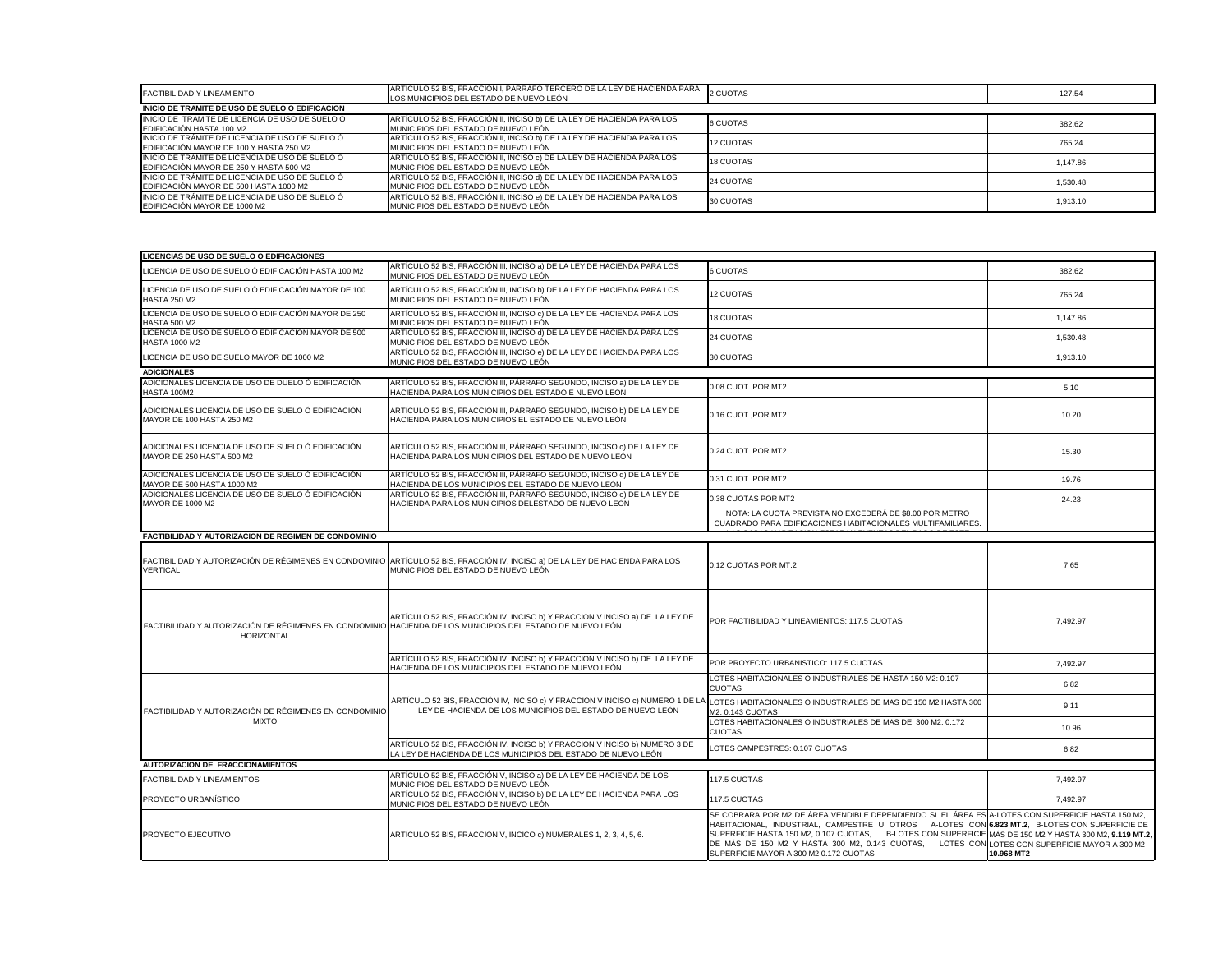| | | | |
|---|---|---|---|
| FACTIBILIDAD Y LINEAMIENTO | ARTÍCULO 52 BIS, FRACCIÓN I, PÁRRAFO TERCERO DE LA LEY DE HACIENDA PARA LOS MUNICIPIOS DEL ESTADO DE NUEVO LEÓN | 2 CUOTAS | 127.54 |
| **INICIO DE TRAMITE DE USO DE SUELO O EDIFICACION** | | | |
| INICIO DE TRAMITE DE LICENCIA DE USO DE SUELO O EDIFICACIÓN HASTA 100 M2 | ARTÍCULO 52 BIS, FRACCIÓN II, INCISO b) DE LA LEY DE HACIENDA PARA LOS MUNICIPIOS DEL ESTADO DE NUEVO LEÓN | 6 CUOTAS | 382.62 |
| INICIO DE TRÁMITE DE LICENCIA DE USO DE SUELO Ó EDIFICACIÓN MAYOR DE 100 Y HASTA 250 M2 | ARTÍCULO 52 BIS, FRACCIÓN II, INCISO b) DE LA LEY DE HACIENDA PARA LOS MUNICIPIOS DEL ESTADO DE NUEVO LEÓN | 12 CUOTAS | 765.24 |
| INICIO DE TRÁMITE DE LICENCIA DE USO DE SUELO Ó EDIFICACIÓN MAYOR DE 250 Y HASTA 500 M2 | ARTÍCULO 52 BIS, FRACCIÓN II, INCISO c) DE LA LEY DE HACIENDA PARA LOS MUNICIPIOS DEL ESTADO DE NUEVO LEÓN | 18 CUOTAS | 1,147.86 |
| INICIO DE TRÁMITE DE LICENCIA DE USO DE SUELO Ó EDIFICACIÓN MAYOR DE 500 HASTA 1000 M2 | ARTÍCULO 52 BIS, FRACCIÓN II, INCISO d) DE LA LEY DE HACIENDA PARA LOS MUNICIPIOS DEL ESTADO DE NUEVO LEÓN | 24 CUOTAS | 1,530.48 |
| INICIO DE TRÁMITE DE LICENCIA DE USO DE SUELO Ó EDIFICACIÓN MAYOR DE 1000 M2 | ARTÍCULO 52 BIS, FRACCIÓN II, INCISO e) DE LA LEY DE HACIENDA PARA LOS MUNICIPIOS DEL ESTADO DE NUEVO LEÓN | 30 CUOTAS | 1,913.10 |

| | | | |
|---|---|---|---|
| **LICENCIAS DE USO DE SUELO O EDIFICACIONES** | | | |
| LICENCIA DE USO DE SUELO Ó EDIFICACIÓN HASTA 100 M2 | ARTÍCULO 52 BIS, FRACCIÓN III, INCISO a) DE LA LEY DE HACIENDA PARA LOS MUNICIPIOS DEL ESTADO DE NUEVO LEÓN | 6 CUOTAS | 382.62 |
| LICENCIA DE USO DE SUELO Ó EDIFICACIÓN MAYOR DE 100 HASTA 250 M2 | ARTÍCULO 52 BIS, FRACCIÓN III, INCISO b) DE LA LEY DE HACIENDA PARA LOS MUNICIPIOS DEL ESTADO DE NUEVO LEÓN | 12 CUOTAS | 765.24 |
| LICENCIA DE USO DE SUELO Ó EDIFICACIÓN MAYOR DE 250 HASTA 500 M2 | ARTÍCULO 52 BIS, FRACCIÓN III, INCISO c) DE LA LEY DE HACIENDA PARA LOS MUNICIPIOS DEL ESTADO DE NUEVO LEÓN | 18 CUOTAS | 1,147.86 |
| LICENCIA DE USO DE SUELO Ó EDIFICACIÓN MAYOR DE 500 HASTA 1000 M2 | ARTÍCULO 52 BIS, FRACCIÓN III, INCISO d) DE LA LEY DE HACIENDA PARA LOS MUNICIPIOS DEL ESTADO DE NUEVO LEÓN | 24 CUOTAS | 1,530.48 |
| LICENCIA DE USO DE SUELO MAYOR DE 1000 M2 | ARTÍCULO 52 BIS, FRACCIÓN III, INCISO e) DE LA LEY DE HACIENDA PARA LOS MUNICIPIOS DEL ESTADO DE NUEVO LEÓN | 30 CUOTAS | 1,913.10 |
| **ADICIONALES** | | | |
| ADICIONALES LICENCIA DE USO DE DUELO Ó EDIFICACIÓN HASTA 100M2 | ARTÍCULO 52 BIS, FRACCIÓN III, PÁRRAFO SEGUNDO, INCISO a) DE LA LEY DE HACIENDA PARA LOS MUNICIPIOS DEL ESTADO E NUEVO LEÓN | 0.08 CUOT. POR MT2 | 5.10 |
| ADICIONALES LICENCIA DE USO DE SUELO Ó EDIFICACIÓN MAYOR DE 100 HASTA 250 M2 | ARTÍCULO 52 BIS, FRACCIÓN III, PÁRRAFO SEGUNDO, INCISO b) DE LA LEY DE HACIENDA PARA LOS MUNICIPIOS EL ESTADO DE NUEVO LEÓN | 0.16 CUOT.,POR MT2 | 10.20 |
| ADICIONALES LICENCIA DE USO DE SUELO Ó EDIFICACIÓN MAYOR DE 250 HASTA 500 M2 | ARTÍCULO 52 BIS, FRACCIÓN III, PÁRRAFO SEGUNDO, INCISO c) DE LA LEY DE HACIENDA PARA LOS MUNICIPIOS DEL ESTADO DE NUEVO LEÓN | 0.24 CUOT. POR MT2 | 15.30 |
| ADICIONALES LICENCIA DE USO DE SUELO Ó EDIFICACIÓN MAYOR DE 500 HASTA 1000 M2 | ARTÍCULO 52 BIS, FRACCIÓN III, PÁRRAFO SEGUNDO, INCISO d) DE LA LEY DE HACIENDA DE LOS MUNICIPIOS DEL ESTADO DE NUEVO LEÓN | 0.31 CUOT. POR MT2 | 19.76 |
| ADICIONALES LICENCIA DE USO DE SUELO Ó EDIFICACIÓN MAYOR DE 1000 M2 | ARTÍCULO 52 BIS, FRACCIÓN III, PÁRRAFO SEGUNDO, INCISO e) DE LA LEY DE HACIENDA PARA LOS MUNICIPIOS DELESTADO DE NUEVO LEÓN | 0.38 CUOTAS POR MT2 | 24.23 |
| | | NOTA: LA CUOTA PREVISTA NO EXCEDERÁ DE $8.00 POR METRO CUADRADO PARA EDIFICACIONES HABITACIONALES MULTIFAMILIARES. | |
| **FACTIBILIDAD Y AUTORIZACION DE REGIMEN DE CONDOMINIO** | | | |
| FACTIBILIDAD Y AUTORIZACIÓN DE RÉGIMENES EN CONDOMINIO VERTICAL | ARTÍCULO 52 BIS, FRACCIÓN IV, INCISO a) DE LA LEY DE HACIENDA PARA LOS MUNICIPIOS DEL ESTADO DE NUEVO LEÓN | 0.12 CUOTAS POR MT.2 | 7.65 |
| FACTIBILIDAD Y AUTORIZACIÓN DE RÉGIMENES EN CONDOMINIO HORIZONTAL | ARTÍCULO 52 BIS, FRACCIÓN IV, INCISO b) Y FRACCION V INCISO a) DE LA LEY DE HACIENDA DE LOS MUNICIPIOS DEL ESTADO DE NUEVO LEÓN | POR FACTIBILIDAD Y LINEAMIENTOS: 117.5 CUOTAS | 7,492.97 |
| | ARTÍCULO 52 BIS, FRACCIÓN IV, INCISO b) Y FRACCION V INCISO b) DE LA LEY DE HACIENDA DE LOS MUNICIPIOS DEL ESTADO DE NUEVO LEÓN | POR PROYECTO URBANISTICO: 117.5 CUOTAS | 7,492.97 |
| FACTIBILIDAD Y AUTORIZACIÓN DE RÉGIMENES EN CONDOMINIO MIXTO | ARTÍCULO 52 BIS, FRACCIÓN IV, INCISO b) Y FRACCION V INCISO c) NUMERO 1 DE LA LEY DE HACIENDA DE LOS MUNICIPIOS DEL ESTADO DE NUEVO LEÓN | LOTES HABITACIONALES O INDUSTRIALES DE HASTA 150 M2: 0.107 CUOTAS | 6.82 |
| | | LOTES HABITACIONALES O INDUSTRIALES DE MAS DE 150 M2 HASTA 300 M2: 0.143 CUOTAS | 9.11 |
| | | LOTES HABITACIONALES O INDUSTRIALES DE MAS DE 300 M2: 0.172 CUOTAS | 10.96 |
| | ARTÍCULO 52 BIS, FRACCIÓN IV, INCISO b) Y FRACCION V INCISO b) NUMERO 3 DE LA LEY DE HACIENDA DE LOS MUNICIPIOS DEL ESTADO DE NUEVO LEÓN | LOTES CAMPESTRES: 0.107 CUOTAS | 6.82 |
| **AUTORIZACION DE FRACCIONAMIENTOS** | | | |
| FACTIBILIDAD Y LINEAMIENTOS | ARTÍCULO 52 BIS, FRACCIÓN V, INCISO a) DE LA LEY DE HACIENDA DE LOS MUNICIPIOS DEL ESTADO DE NUEVO LEÓN | 117.5 CUOTAS | 7,492.97 |
| PROYECTO URBANÍSTICO | ARTÍCULO 52 BIS, FRACCIÓN V, INCISO b) DE LA LEY DE HACIENDA PARA LOS MUNICIPIOS DEL ESTADO DE NUEVO LEÓN | 117.5 CUOTAS | 7,492.97 |
| PROYECTO EJECUTIVO | ARTÍCULO 52 BIS, FRACCIÓN V, INCICO c) NUMERALES 1, 2, 3, 4, 5, 6. | SE COBRARA POR M2 DE ÁREA VENDIBLE DEPENDIENDO SI EL ÁREA ES HABITACIONAL, INDUSTRIAL, CAMPESTRE U OTROS A-LOTES CON SUPERFICIE HASTA 150 M2, 0.107 CUOTAS, B-LOTES CON SUPERFICIE DE MÁS DE 150 M2 Y HASTA 300 M2, 0.143 CUOTAS, LOTES CON SUPERFICIE MAYOR A 300 M2 0.172 CUOTAS | A-LOTES CON SUPERFICIE HASTA 150 M2, **6.823 MT.2**, B-LOTES CON SUPERFICIE DE MÁS DE 150 M2 Y HASTA 300 M2, **9.119 MT.2**, LOTES CON SUPERFICIE MAYOR A 300 M2 **10.968 MT2** |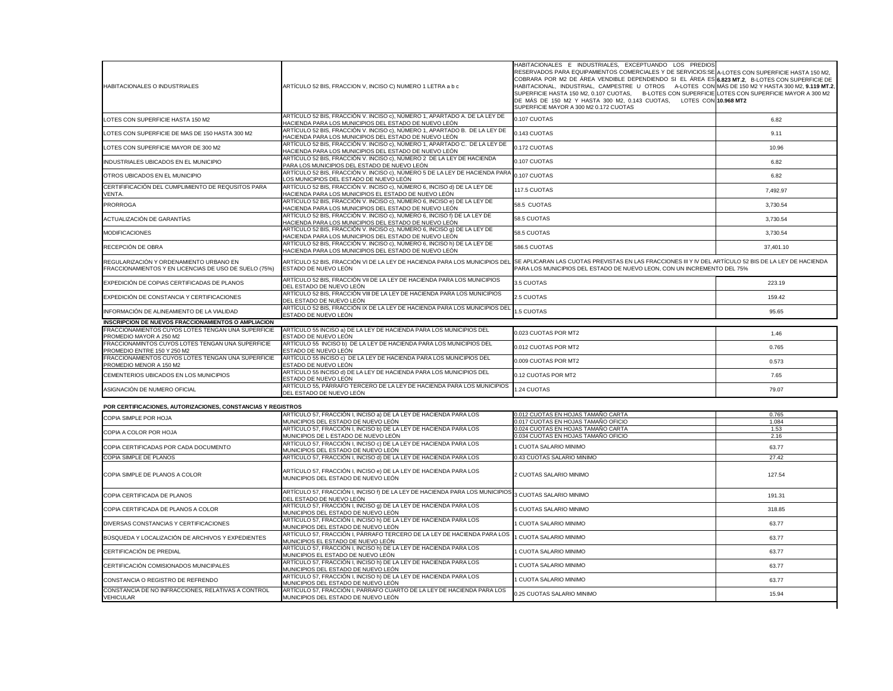| | | | |
|---|---|---|---|
| HABITACIONALES O INDUSTRIALES | ARTÍCULO 52 BIS, FRACCION V, INCISO C) NUMERO 1 LETRA a b c | HABITACIONALES E INDUSTRIALES, EXCEPTUANDO LOS PREDIOS RESERVADOS PARA EQUIPAMIENTOS COMERCIALES Y DE SERVICIOS:SE COBRARA POR M2 DE ÁREA VENDIBLE DEPENDIENDO SI EL ÁREA ES HABITACIONAL, INDUSTRIAL, CAMPESTRE U OTROS A-LOTES CON SUPERFICIE HASTA 150 M2, 0.107 CUOTAS, B-LOTES CON SUPERFICIE DE MÁS DE 150 M2 Y HASTA 300 M2, 0.143 CUOTAS, LOTES CON SUPERFICIE MAYOR A 300 M2 0.172 CUOTAS | A-LOTES CON SUPERFICIE HASTA 150 M2, **6.823 MT.2**, B-LOTES CON SUPERFICIE DE MÁS DE 150 M2 Y HASTA 300 M2, **9.119 MT.2**, LOTES CON SUPERFICIE MAYOR A 300 M2 **10.968 MT2** |
| LOTES CON SUPERFICIE HASTA 150 M2 | ARTÍCULO 52 BIS, FRACCIÓN V. INCISO c), NÚMERO 1, APARTADO A. DE LA LEY DE HACIENDA PARA LOS MUNICIPIOS DEL ESTADO DE NUEVO LEÓN | 0.107 CUOTAS | 6.82 |
| LOTES CON SUPERFICIE DE MAS DE 150 HASTA 300 M2 | ARTÍCULO 52 BIS, FRACCIÓN V. INCISO c), NÚMERO 1, APARTADO B. DE LA LEY DE HACIENDA PARA LOS MUNICIPIOS DEL ESTADO DE NUEVO LEÓN | 0.143 CUOTAS | 9.11 |
| LOTES CON SUPERFICIE MAYOR DE 300 M2 | ARTÍCULO 52 BIS, FRACCIÓN V. INCISO c), NÚMERO 1, APARTADO C. DE LA LEY DE HACIENDA PARA LOS MUNICIPIOS DEL ESTADO DE NUEVO LEÓN | 0.172 CUOTAS | 10.96 |
| INDUSTRIALES UBICADOS EN EL MUNICIPIO | ARTÍCULO 52 BIS, FRACCIÓN V. INCISO c), NÚMERO 2 DE LA LEY DE HACIENDA PARA LOS MUNICIPIOS DEL ESTADO DE NUEVO LEÓN | 0.107 CUOTAS | 6.82 |
| OTROS UBICADOS EN EL MUNICIPIO | ARTÍCULO 52 BIS, FRACCIÓN V. INCISO c), NÚMERO 5 DE LA LEY DE HACIENDA PARA LOS MUNICIPIOS DEL ESTADO DE NUEVO LEÓN | 0.107 CUOTAS | 6.82 |
| CERTIFIFICACIÓN DEL CUMPLIMIENTO DE REQUSITOS PARA VENTA. | ARTÍCULO 52 BIS, FRACCIÓN V. INCISO c), NÚMERO 6, INCISO d) DE LA LEY DE HACIENDA PARA LOS MUNICIPIOS EL ESTADO DE NUEVO LEÓN | 117.5 CUOTAS | 7,492.97 |
| PRORROGA | ARTÍCULO 52 BIS, FRACCIÓN V. INCISO c), NÚMERO 6, INCISO e) DE LA LEY DE HACIENDA PARA LOS MUNICIPIOS DEL ESTADO DE NUEVO LEÓN | 58.5 CUOTAS | 3,730.54 |
| ACTUALIZACIÓN DE GARANTÍAS | ARTÍCULO 52 BIS, FRACCIÓN V. INCISO c), NÚMERO 6, INCISO f) DE LA LEY DE HACIENDA PARA LOS MUNICIPIOS DEL ESTADO DE NUEVO LEÓN | 58.5 CUOTAS | 3,730.54 |
| MODIFICACIONES | ARTÍCULO 52 BIS, FRACCIÓN V. INCISO c), NÚMERO 6, INCISO g) DE LA LEY DE HACIENDA PARA LOS MUNICIPIOS DEL ESTADO DE NUEVO LEÓN | 58.5 CUOTAS | 3,730.54 |
| RECEPCIÓN DE OBRA | ARTÍCULO 52 BIS, FRACCIÓN V. INCISO c), NÚMERO 6, INCISO h) DE LA LEY DE HACIENDA PARA LOS MUNICIPIOS DEL ESTADO DE NUEVO LEÓN | 586.5 CUOTAS | 37,401.10 |
| REGULARIZACIÓN Y ORDENAMIENTO URBANO EN FRACCIONAMIENTOS Y EN LICENCIAS DE USO DE SUELO (75%) | ARTÍCULO 52 BIS, FRACCIÓN VI DE LA LEY DE HACIENDA PARA LOS MUNICIPIOS DEL ESTADO DE NUEVO LEÓN | SE APLICARAN LAS CUOTAS PREVISTAS EN LAS FRACCIONES III Y IV DEL ARTÍCULO 52 BIS DE LA LEY DE HACIENDA PARA LOS MUNICIPIOS DEL ESTADO DE NUEVO LEON, CON UN INCREMENTO DEL 75% | |
| EXPEDICIÓN DE COPIAS CERTIFICADAS DE PLANOS | ARTÍCULO 52 BIS, FRACCIÓN VII DE LA LEY DE HACIENDA PARA LOS MUNICIPIOS DEL ESTADO DE NUEVO LEÓN | 3.5 CUOTAS | 223.19 |
| EXPEDICIÓN DE CONSTANCIA Y CERTIFICACIONES | ARTÍCULO 52 BIS, FRACCIÓN VIII DE LA LEY DE HACIENDA PARA LOS MUNICIPIOS DEL ESTADO DE NUEVO LEÓN | 2.5 CUOTAS | 159.42 |
| INFORMACIÓN DE ALINEAMIENTO DE LA VIALIDAD | ARTÍCULO 52 BIS, FRACCIÓN IX DE LA LEY DE HACIENDA PARA LOS MUNICIPIOS DEL ESTADO DE NUEVO LEÓN | 1.5 CUOTAS | 95.65 |
| **INSCRIPCION DE NUEVOS FRACCIONAMIENTOS O AMPLIACION** | | | |
| FRACCIONAMIENTOS CUYOS LOTES TENGAN UNA SUPERFICIE PROMEDIO MAYOR A 250 M2 | ARTÍCULO 55 INCISO a) DE LA LEY DE HACIENDA PARA LOS MUNICIPIOS DEL ESTADO DE NUEVO LEÓN | 0.023 CUOTAS POR MT2 | 1.46 |
| FRACCIONAMINTOS CUYOS LOTES TENGAN UNA SUPERFICIE PROMEDIO ENTRE 150 Y 250 M2 | ARTÍCULO 55 INCISO b) DE LA LEY DE HACIENDA PARA LOS MUNICIPIOS DEL ESTADO DE NUEVO LEÓN | 0.012 CUOTAS POR MT2 | 0.765 |
| FRACCIONAMIENTOS CUYOS LOTES TENGAN UNA SUPERFICIE PROMEDIO MENOR A 150 M2 | ARTÍCULO 55 INCISO c) DE LA LEY DE HACIENDA PARA LOS MUNICIPIOS DEL ESTADO DE NUEVO LEÓN | 0.009 CUOTAS POR MT2 | 0.573 |
| CEMENTERIOS UBICADOS EN LOS MUNICIPIOS | ARTÍCULO 55 INCISO d) DE LA LEY DE HACIENDA PARA LOS MUNICIPIOS DEL ESTADO DE NUEVO LEÓN | 0.12 CUOTAS POR MT2 | 7.65 |
| ASIGNACIÓN DE NUMERO OFICIAL | ARTÍCULO 55, PÁRRAFO TERCERO DE LA LEY DE HACIENDA PARA LOS MUNICIPIOS DEL ESTADO DE NUEVO LEÓN | 1.24 CUOTAS | 79.07 |

**POR CERTIFICACIONES, AUTORIZACIONES, CONSTANCIAS Y REGISTROS**

| | | | |
|---|---|---|---|
| COPIA SIMPLE POR HOJA | ARTÍCULO 57, FRACCIÓN I, INCISO a) DE LA LEY DE HACIENDA PARA LOS MUNICIPIOS DEL ESTADO DE NUEVO LEÓN | 0.012 CUOTAS EN HOJAS TAMAÑO CARTA<br>0.017 CUOTAS EN HOJAS TAMAÑO OFICIO | 0.765<br>1.084 |
| COPIA A COLOR POR HOJA | ARTÍCULO 57, FRACCIÓN I, INCISO b) DE LA LEY DE HACIENDA PARA LOS MUNICIPIOS DE L ESTADO DE NUEVO LEÓN | 0.024 CUOTAS EN HOJAS TAMAÑO CARTA<br>0.034 CUOTAS EN HOJAS TAMAÑO OFICIO | 1.53<br>2.16 |
| COPIA CERTIFICADAS POR CADA DOCUMENTO | ARTÍCULO 57, FRACCIÓN I, INCISO c) DE LA LEY DE HACIENDA PARA LOS MUNICIPIOS DEL ESTADO DE NUEVO LEÓN | 1 CUOTA SALARIO MINIMO | 63.77 |
| COPIA SIMPLE DE PLANOS | ARTÍCULO 57, FRACCIÓN I, INCISO d) DE LA LEY DE HACIENDA PARA LOS | 0.43 CUOTAS SALARIO MINIMO | 27.42 |
| COPIA SIMPLE DE PLANOS A COLOR | ARTÍCULO 57, FRACCIÓN I, INCISO e) DE LA LEY DE HACIENDA PARA LOS MUNICIPIOS DEL ESTADO DE NUEVO LEÓN | 2 CUOTAS SALARIO MINIMO | 127.54 |
| COPIA CERTIFICADA DE PLANOS | ARTÍCULO 57, FRACCIÓN I, INCISO f) DE LA LEY DE HACIENDA PARA LOS MUNICIPIOS DEL ESTADO DE NUEVO LEÓN | 3 CUOTAS SALARIO MINIMO | 191.31 |
| COPIA CERTIFICADA DE PLANOS A COLOR | ARTÍCULO 57, FRACCIÓN I, INCISO g) DE LA LEY DE HACIENDA PARA LOS MUNICIPIOS DEL ESTADO DE NUEVO LEÓN | 5 CUOTAS SALARIO MINIMO | 318.85 |
| DIVERSAS CONSTANCIAS Y CERTIFICACIONES | ARTÍCULO 57, FRACCIÓN I, INCISO h) DE LA LEY DE HACIENDA PARA LOS MUNICIPIOS DEL ESTADO DE NUEVO LEÓN | 1 CUOTA SALARIO MINIMO | 63.77 |
| BÚSQUEDA Y LOCALIZACIÓN DE ARCHIVOS Y EXPEDIENTES | ARTÍCULO 57, FRACCIÓN I, PÁRRAFO TERCERO DE LA LEY DE HACIENDA PARA LOS MUNICIPIOS EL ESTADO DE NUEVO LEÓN | 1 CUOTA SALARIO MINIMO | 63.77 |
| CERTIFICACIÓN DE PREDIAL | ARTÍCULO 57, FRACCIÓN I, INCISO h) DE LA LEY DE HACIENDA PARA LOS MUNICIPIOS EL ESTADO DE NUEVO LEÓN | 1 CUOTA SALARIO MINIMO | 63.77 |
| CERTIFICACIÓN COMISIONADOS MUNICIPALES | ARTÍCULO 57, FRACCIÓN I, INCISO h) DE LA LEY DE HACIENDA PARA LOS MUNICIPIOS DEL ESTADO DE NUEVO LEÓN | 1 CUOTA SALARIO MINIMO | 63.77 |
| CONSTANCIA O REGISTRO DE REFRENDO | ARTÍCULO 57, FRACCIÓN I, INCISO h) DE LA LEY DE HACIENDA PARA LOS MUNICIPIOS DEL ESTADO DE NUEVO LEÓN | 1 CUOTA SALARIO MINIMO | 63.77 |
| CONSTANCIA DE NO INFRACCIONES, RELATIVAS A CONTROL VEHICULAR | ARTÍCULO 57, FRACCIÓN I, PARRAFO CUARTO DE LA LEY DE HACIENDA PARA LOS MUNICIPIOS DEL ESTADO DE NUEVO LEÓN | 0.25 CUOTAS SALARIO MINIMO | 15.94 |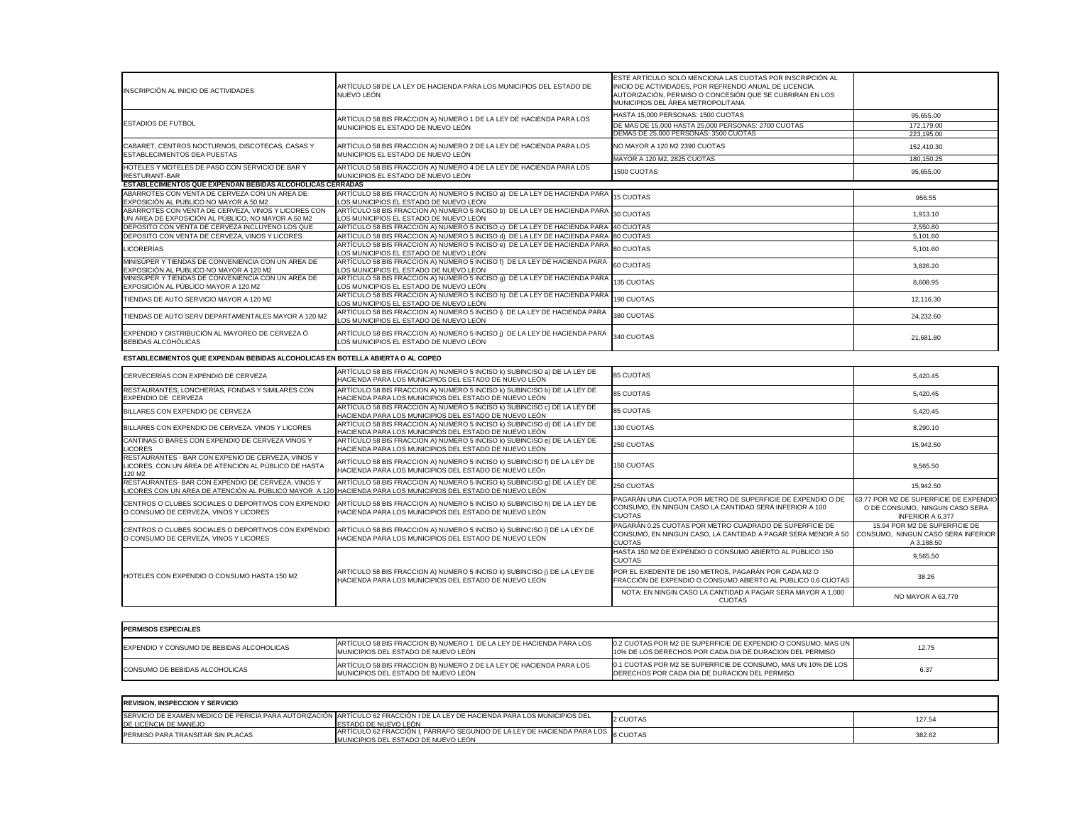| | | | |
|---|---|---|---|
| INSCRIPCIÓN AL INICIO DE ACTIVIDADES | ARTÍCULO 58 DE LA LEY DE HACIENDA PARA LOS MUNICIPIOS DEL ESTADO DE NUEVO LEÓN | ESTE ARTÍCULO SOLO MENCIONA LAS CUOTAS POR INSCRIPCIÓN AL INICIO DE ACTIVIDADES, POR REFRENDO ANUAL DE LICENCIA, AUTORIZACIÓN, PERMISO O CONCESIÓN QUE SE CUBRIRÁN EN LOS MUNICIPIOS DEL ÁREA METROPOLITANA | |
| ESTADIOS DE FUTBOL | ARTÍCULO 58 BIS FRACCION A) NUMERO 1 DE LA LEY DE HACIENDA PARA LOS MUNICIPIOS EL ESTADO DE NUEVO LEÓN | HASTA 15,000 PERSONAS: 1500 CUOTAS | 95,655.00 |
| | | DE MAS DE 15,000 HASTA 25,000 PERSONAS: 2700 CUOTAS | 172,179.00 |
| | | DEMAS DE 25,000 PERSONAS: 3500 CUOTAS | 223,195.00 |
| CABARET, CENTROS NOCTURNOS, DISCOTECAS, CASAS Y ESTABLECIMIENTOS DEA PUESTAS | ARTÍCULO 58 BIS FRACCION A) NUMERO 2 DE LA LEY DE HACIENDA PARA LOS MUNICIPIOS EL ESTADO DE NUEVO LEÓN | NO MAYOR A 120 M2 2390 CUOTAS | 152,410.30 |
| | | MAYOR A 120 M2, 2825 CUOTAS | 180,150.25 |
| HOTELES Y MOTELES DE PASO CON SERVICIO DE BAR Y RESTURANT-BAR | ARTÍCULO 58 BIS FRACCION A) NUMERO 4 DE LA LEY DE HACIENDA PARA LOS MUNICIPIOS EL ESTADO DE NUEVO LEÓN | 1500 CUOTAS | 95,655.00 |
| **ESTABLECIMIENTOS QUE EXPENDAN BEBIDAS ALCOHOLICAS CERRADAS** | | | |
| ABARROTES CON VENTA DE CERVEZA CON UN AREA DE EXPOSICIÓN AL PÚBLICO NO MAYOR A 50 M2 | ARTÍCULO 58 BIS FRACCION A) NUMERO 5 INCISO a) DE LA LEY DE HACIENDA PARA LOS MUNICIPIOS EL ESTADO DE NUEVO LEÓN | 15 CUOTAS | 956.55 |
| ABARROTES CON VENTA DE CERVEZA, VINOS Y LICORES CON UN AREA DE EXPOSICIÓN AL PÚBLICO, NO MAYOR A 50 M2 | ARTÍCULO 58 BIS FRACCION A) NUMERO 5 INCISO b) DE LA LEY DE HACIENDA PARA LOS MUNICIPIOS EL ESTADO DE NUEVO LEÓN | 30 CUOTAS | 1,913.10 |
| DEPOSITO CON VENTA DE CERVEZA INCLUYENO LOS QUE | ARTÍCULO 58 BIS FRACCION A) NUMERO 5 INCISO c) DE LA LEY DE HACIENDA PARA | 40 CUOTAS | 2,550.80 |
| DEPOSITO CON VENTA DE CERVEZA, VINOS Y LICORES | ARTÍCULO 58 BIS FRACCION A) NUMERO 5 INCISO d) DE LA LEY DE HACIENDA PARA | 80 CUOTAS | 5,101.60 |
| LICORERÍAS | ARTÍCULO 58 BIS FRACCION A) NUMERO 5 INCISO e) DE LA LEY DE HACIENDA PARA LOS MUNICIPIOS EL ESTADO DE NUEVO LEÓN | 80 CUOTAS | 5,101.60 |
| MINISÚPER Y TIENDAS DE CONVENIENCIA CON UN AREA DE EXPOSICIÓN AL PUBLICO NO MAYOR A 120 M2 | ARTÍCULO 58 BIS FRACCION A) NUMERO 5 INCISO f) DE LA LEY DE HACIENDA PARA LOS MUNICIPIOS EL ESTADO DE NUEVO LEÓN | 60 CUOTAS | 3,826.20 |
| MINISÚPER Y TIENDAS DE CONVENIENCIA CON UN AREA DE EXPOSICIÓN AL PÚBLICO MAYOR A 120 M2 | ARTÍCULO 58 BIS FRACCION A) NUMERO 5 INCISO g) DE LA LEY DE HACIENDA PARA LOS MUNICIPIOS EL ESTADO DE NUEVO LEÓN | 135 CUOTAS | 8,608.95 |
| TIENDAS DE AUTO SERVICIO MAYOR A 120 M2 | ARTÍCULO 58 BIS FRACCION A) NUMERO 5 INCISO h) DE LA LEY DE HACIENDA PARA LOS MUNICIPIOS EL ESTADO DE NUEVO LEÓN | 190 CUOTAS | 12,116.30 |
| TIENDAS DE AUTO SERV DEPARTAMENTALES MAYOR A 120 M2 | ARTÍCULO 58 BIS FRACCION A) NUMERO 5 INCISO i) DE LA LEY DE HACIENDA PARA LOS MUNICIPIOS EL ESTADO DE NUEVO LEÓN | 380 CUOTAS | 24,232.60 |
| EXPENDIO Y DISTRIBUCIÓN AL MAYOREO DE CERVEZA Ó BEBIDAS ALCOHÓLICAS | ARTÍCULO 58 BIS FRACCION A) NUMERO 5 INCISO j) DE LA LEY DE HACIENDA PARA LOS MUNICIPIOS EL ESTADO DE NUEVO LEÓN | 340 CUOTAS | 21,681.80 |
| **ESTABLECIMIENTOS QUE EXPENDAN BEBIDAS ALCOHOLICAS EN BOTELLA ABIERTA O AL COPEO** | | | |
| CERVECERÍAS CON EXPENDIO DE CERVEZA | ARTÍCULO 58 BIS FRACCION A) NUMERO 5 INCISO k) SUBINCISO a) DE LA LEY DE HACIENDA PARA LOS MUNICIPIOS DEL ESTADO DE NUEVO LEÓN | 85 CUOTAS | 5,420.45 |
| RESTAURANTES, LONCHERÍAS, FONDAS Y SIMILARES CON EXPENDIO DE CERVEZA | ARTÍCULO 58 BIS FRACCION A) NUMERO 5 INCISO k) SUBINCISO b) DE LA LEY DE HACIENDA PARA LOS MUNICIPIOS DEL ESTADO DE NUEVO LEÓN | 85 CUOTAS | 5,420.45 |
| BILLARES CON EXPENDIO DE CERVEZA | ARTÍCULO 58 BIS FRACCION A) NUMERO 5 INCISO k) SUBINCISO c) DE LA LEY DE HACIENDA PARA LOS MUNICIPIOS DEL ESTADO DE NUEVO LEÓN | 85 CUOTAS | 5,420.45 |
| BILLARES CON EXPENDIO DE CERVEZA. VINOS Y LICORES | ARTÍCULO 58 BIS FRACCION A) NUMERO 5 INCISO k) SUBINCISO d) DE LA LEY DE HACIENDA PARA LOS MUNICIPIOS DEL ESTADO DE NUEVO LEÓN | 130 CUOTAS | 8,290.10 |
| CANTINAS O BARES CON EXPENDIO DE CERVEZA VINOS Y LICORES | ARTÍCULO 58 BIS FRACCION A) NUMERO 5 INCISO k) SUBINCISO e) DE LA LEY DE HACIENDA PARA LOS MUNICIPIOS DEL ESTADO DE NUEVO LEÓN | 250 CUOTAS | 15,942.50 |
| RESTAURANTES - BAR CON EXPENIO DE CERVEZA, VINOS Y LICORES, CON UN ÁREA DE ATENCIÓN AL PÚBLICO DE HASTA 120 M2 | ARTÍCULO 58 BIS FRACCION A) NUMERO 5 INCISO k) SUBINCISO f) DE LA LEY DE HACIENDA PARA LOS MUNICIPIOS DEL ESTADO DE NUEVO LEÓn | 150 CUOTAS | 9,565.50 |
| RESTAURANTES- BAR CON EXPENDIO DE CERVEZA, VINOS Y LICORES CON UN AREA DE ATENCIÓN AL PÚBLICO MAYOR A 120 | ARTÍCULO 58 BIS FRACCION A) NUMERO 5 INCISO k) SUBINCISO g) DE LA LEY DE HACIENDA PARA LOS MUNICIPIOS DEL ESTADO DE NUEVO LEÓN | 250 CUOTAS | 15,942.50 |
| CENTROS O CLUBES SOCIALES O DEPORTIVOS CON EXPENDIO O CONSUMO DE CERVEZA, VINOS Y LICORES | ARTÍCULO 58 BIS FRACCION A) NUMERO 5 INCISO k) SUBINCISO h) DE LA LEY DE HACIENDA PARA LOS MUNICIPIOS DEL ESTADO DE NUEVO LEÓN | PAGARÁN UNA CUOTA POR METRO DE SUPERFICIE DE EXPENDIO O DE CONSUMO, EN NINGÚN CASO LA CANTIDAD SERÁ INFERIOR A 100 CUOTAS | 63.77 POR M2 DE SUPERFICIE DE EXPENDIO O DE CONSUMO, NINGUN CASO SERA INFERIOR A 6,377 |
| CENTROS O CLUBES SOCIALES O DEPORTIVOS CON EXPENDIO O CONSUMO DE CERVEZA, VINOS Y LICORES | ARTÍCULO 58 BIS FRACCION A) NUMERO 5 INCISO k) SUBINCISO i) DE LA LEY DE HACIENDA PARA LOS MUNICIPIOS DEL ESTADO DE NUEVO LEÓN | PAGARÁN 0.25 CUOTAS POR METRO CUADRADO DE SUPERFICIE DE CONSUMO, EN NINGUN CASO, LA CANTIDAD A PAGAR SERA MENOR A 50 CUOTAS | 15.94 POR M2 DE SUPERFICIE DE CONSUMO, NINGUN CASO SERA INFERIOR A 3,188.50 |
| HOTELES CON EXPENDIO O CONSUMO HASTA 150 M2 | ARTICULO 58 BIS FRACCION A) NUMERO 5 INCISO k) SUBINCISO j) DE LA LEY DE HACIENDA PARA LOS MUNICIPIOS DEL ESTADO DE NUEVO LEON | HASTA 150 M2 DE EXPENDIO O CONSUMO ABIERTO AL PÚBLICO 150 CUOTAS | 9,565.50 |
| | | POR EL EXEDENTE DE 150 METROS, PAGARÁN POR CADA M2 O FRACCIÓN DE EXPENDIO O CONSUMO ABIERTO AL PÚBLICO 0.6 CUOTAS | 38.26 |
| | | NOTA: EN NINGIN CASO LA CANTIDAD A PAGAR SERA MAYOR A 1,000 CUOTAS | NO MAYOR A 63,770 |

| **PERMISOS ESPECIALES** | | | |
|---|---|---|---|
| EXPENDIO Y CONSUMO DE BEBIDAS ALCOHOLICAS | ARTÍCULO 58 BIS FRACCION B) NUMERO 1 DE LA LEY DE HACIENDA PARA LOS MUNICIPIOS DEL ESTADO DE NUEVO LEÓN | 0.2 CUOTAS POR M2 DE SUPERFICIE DE EXPENDIO O CONSUMO, MAS UN 10% DE LOS DERECHOS POR CADA DIA DE DURACION DEL PERMISO | 12.75 |
| CONSUMO DE BEBIDAS ALCOHOLICAS | ARTÍCULO 58 BIS FRACCION B) NUMERO 2 DE LA LEY DE HACIENDA PARA LOS MUNICIPIOS DEL ESTADO DE NUEVO LEÓN | 0.1 CUOTAS POR M2 SE SUPERFICIE DE CONSUMO, MAS UN 10% DE LOS DERECHOS POR CADA DIA DE DURACION DEL PERMISO | 6.37 |

| **REVISION, INSPECCION Y SERVICIO** | | | |
|---|---|---|---|
| SERVICIO DE EXAMEN MEDICO DE PERICIA PARA AUTORIZACIÓN DE LICENCIA DE MANEJO | ARTÍCULO 62 FRACCIÓN I DE LA LEY DE HACIENDA PARA LOS MUNICIPIOS DEL ESTADO DE NUEVO LEÓN | 2 CUOTAS | 127.54 |
| PERMISO PARA TRANSITAR SIN PLACAS | ARTÍCULO 62 FRACCIÓN I, PÁRRAFO SEGUNDO DE LA LEY DE HACIENDA PARA LOS MUNICIPIOS DEL ESTADO DE NUEVO LEÓN | 6 CUOTAS | 382.62 |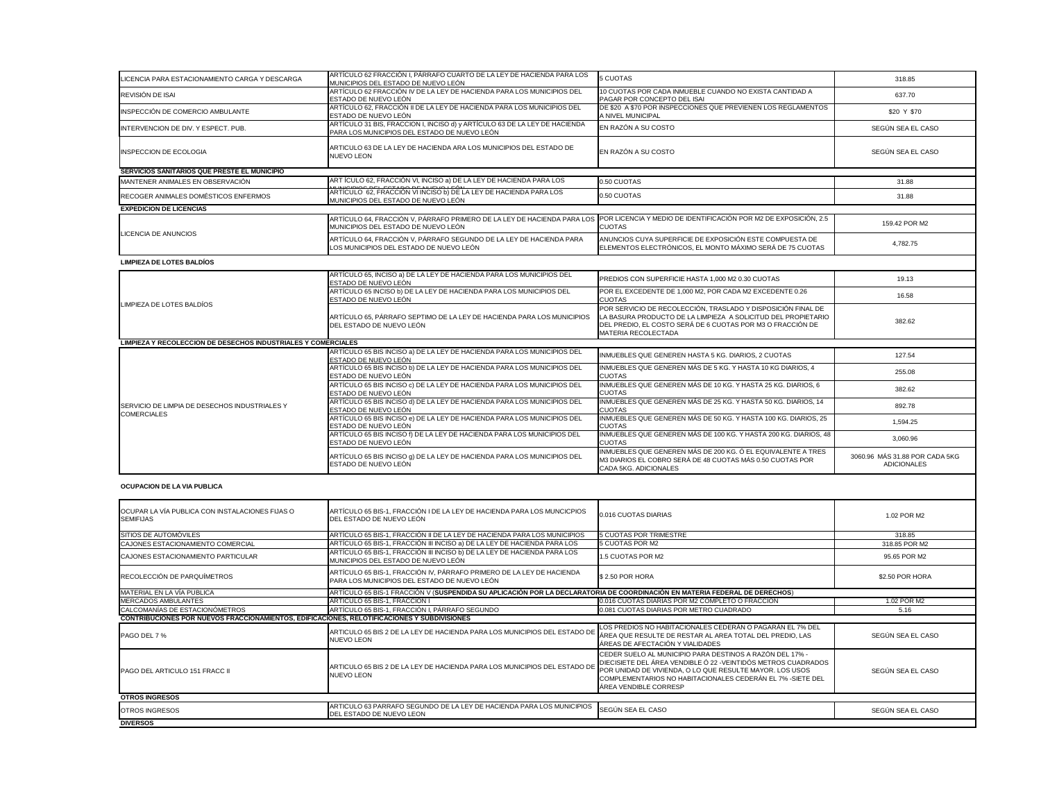| | | | |
|---|---|---|---|
| LICENCIA PARA ESTACIONAMIENTO CARGA Y DESCARGA | ARTÍCULO 62 FRACCIÓN I, PÁRRAFO CUARTO DE LA LEY DE HACIENDA PARA LOS MUNICIPIOS DEL ESTADO DE NUEVO LEÓN | 5 CUOTAS | 318.85 |
| REVISIÓN DE ISAI | ARTÍCULO 62 FRACCIÓN IV DE LA LEY DE HACIENDA PARA LOS MUNICIPIOS DEL ESTADO DE NUEVO LEÓN | 10 CUOTAS POR CADA INMUEBLE CUANDO NO EXISTA CANTIDAD A PAGAR POR CONCEPTO DEL ISAI | 637.70 |
| INSPECCIÓN DE COMERCIO AMBULANTE | ARTÍCULO 62, FRACCIÓN II DE LA LEY DE HACIENDA PARA LOS MUNICIPIOS DEL ESTADO DE NUEVO LEÓN | DE $20 A $70 POR INSPECCIONES QUE PREVIENEN LOS REGLAMENTOS A NIVEL MUNICIPAL | $20 Y $70 |
| INTERVENCION DE DIV. Y ESPECT. PUB. | ARTÍCULO 31 BIS, FRACCION I, INCISO d) y ARTÍCULO 63 DE LA LEY DE HACIENDA PARA LOS MUNICIPIOS DEL ESTADO DE NUEVO LEÓN | EN RAZÓN A SU COSTO | SEGÚN SEA EL CASO |
| INSPECCION DE ECOLOGIA | ARTICULO 63 DE LA LEY DE HACIENDA ARA LOS MUNICIPIOS DEL ESTADO DE NUEVO LEON | EN RAZÓN A SU COSTO | SEGÚN SEA EL CASO |
| **SERVICIOS SANITARIOS QUE PRESTE EL MUNICIPIO** | | | |
| MANTENER ANIMALES EN OBSERVACIÓN | ARTÍCULO 62, FRACCIÓN VI, INCISO a) DE LA LEY DE HACIENDA PARA LOS MUNICIPIOS DEL ESTADO DE NUEVO LEÓN | 0.50 CUOTAS | 31.88 |
| RECOGER ANIMALES DOMÉSTICOS ENFERMOS | ARTÍCULO 62, FRACCIÓN VI INCISO b) DE LA LEY DE HACIENDA PARA LOS MUNICIPIOS DEL ESTADO DE NUEVO LEÓN | 0.50 CUOTAS | 31.88 |
| **EXPEDICION DE LICENCIAS** | | | |
| LICENCIA DE ANUNCIOS | ARTÍCULO 64, FRACCIÓN V, PÁRRAFO PRIMERO DE LA LEY DE HACIENDA PARA LOS MUNICIPIOS DEL ESTADO DE NUEVO LEÓN | POR LICENCIA Y MEDIO DE IDENTIFICACIÓN POR M2 DE EXPOSICIÓN, 2.5 CUOTAS | 159.42 POR M2 |
| | ARTÍCULO 64, FRACCIÓN V, PÁRRAFO SEGUNDO DE LA LEY DE HACIENDA PARA LOS MUNICIPIOS DEL ESTADO DE NUEVO LEÓN | ANUNCIOS CUYA SUPERFICIE DE EXPOSICIÓN ESTE COMPUESTA DE ELEMENTOS ELECTRÓNICOS, EL MONTO MÁXIMO SERÁ DE 75 CUOTAS | 4,782.75 |
| **LIMPIEZA DE LOTES BALDÍOS** | | | |
| LIMPIEZA DE LOTES BALDÍOS | ARTÍCULO 65, INCISO a) DE LA LEY DE HACIENDA PARA LOS MUNICIPIOS DEL ESTADO DE NUEVO LEÓN | PREDIOS CON SUPERFICIE HASTA 1,000 M2 0.30 CUOTAS | 19.13 |
| | ARTÍCULO 65 INCISO b) DE LA LEY DE HACIENDA PARA LOS MUNICIPIOS DEL ESTADO DE NUEVO LEÓN | POR EL EXCEDENTE DE 1,000 M2, POR CADA M2 EXCEDENTE 0.26 CUOTAS | 16.58 |
| | ARTÍCULO 65, PÁRRAFO SEPTIMO DE LA LEY DE HACIENDA PARA LOS MUNICIPIOS DEL ESTADO DE NUEVO LEÓN | POR SERVICIO DE RECOLECCIÓN, TRASLADO Y DISPOSICIÓN FINAL DE LA BASURA PRODUCTO DE LA LIMPIEZA A SOLICITUD DEL PROPIETARIO DEL PREDIO, EL COSTO SERÁ DE 6 CUOTAS POR M3 O FRACCIÓN DE MATERIA RECOLECTADA | 382.62 |
| **LIMPIEZA Y RECOLECCION DE DESECHOS INDUSTRIALES Y COMERCIALES** | | | |
| SERVICIO DE LIMPIA DE DESECHOS INDUSTRIALES Y COMERCIALES | ARTÍCULO 65 BIS INCISO a) DE LA LEY DE HACIENDA PARA LOS MUNICIPIOS DEL ESTADO DE NUEVO LEÓN | INMUEBLES QUE GENEREN HASTA 5 KG. DIARIOS, 2 CUOTAS | 127.54 |
| | ARTÍCULO 65 BIS INCISO b) DE LA LEY DE HACIENDA PARA LOS MUNICIPIOS DEL ESTADO DE NUEVO LEÓN | INMUEBLES QUE GENEREN MÁS DE 5 KG. Y HASTA 10 KG DIARIOS, 4 CUOTAS | 255.08 |
| | ARTÍCULO 65 BIS INCISO c) DE LA LEY DE HACIENDA PARA LOS MUNICIPIOS DEL ESTADO DE NUEVO LEÓN | INMUEBLES QUE GENEREN MÁS DE 10 KG. Y HASTA 25 KG. DIARIOS, 6 CUOTAS | 382.62 |
| | ARTÍCULO 65 BIS INCISO d) DE LA LEY DE HACIENDA PARA LOS MUNICIPIOS DEL ESTADO DE NUEVO LEÓN | INMUEBLES QUE GENEREN MÁS DE 25 KG. Y HASTA 50 KG. DIARIOS, 14 CUOTAS | 892.78 |
| | ARTÍCULO 65 BIS INCISO e) DE LA LEY DE HACIENDA PARA LOS MUNICIPIOS DEL ESTADO DE NUEVO LEÓN | INMUEBLES QUE GENEREN MÁS DE 50 KG. Y HASTA 100 KG. DIARIOS, 25 CUOTAS | 1,594.25 |
| | ARTÍCULO 65 BIS INCISO f) DE LA LEY DE HACIENDA PARA LOS MUNICIPIOS DEL ESTADO DE NUEVO LEÓN | INMUEBLES QUE GENEREN MÁS DE 100 KG. Y HASTA 200 KG. DIARIOS, 48 CUOTAS | 3,060.96 |
| | ARTÍCULO 65 BIS INCISO g) DE LA LEY DE HACIENDA PARA LOS MUNICIPIOS DEL ESTADO DE NUEVO LEÓN | INMUEBLES QUE GENEREN MÁS DE 200 KG. Ó EL EQUIVALENTE A TRES M3 DIARIOS EL COBRO SERÁ DE 48 CUOTAS MÁS 0.50 CUOTAS POR CADA 5KG. ADICIONALES | 3060.96 MÁS 31.88 POR CADA 5KG ADICIONALES |
| **OCUPACION DE LA VIA PUBLICA** | | | |
| OCUPAR LA VÍA PUBLICA CON INSTALACIONES FIJAS O SEMIFIJAS | ARTÍCULO 65 BIS-1, FRACCIÓN I DE LA LEY DE HACIENDA PARA LOS MUNCICPIOS DEL ESTADO DE NUEVO LEÓN | 0.016 CUOTAS DIARIAS | 1.02 POR M2 |
| SITIOS DE AUTOMÓVILES | ARTÍCULO 65 BIS-1, FRACCIÓN II DE LA LEY DE HACIENDA PARA LOS MUNICIPIOS | 5 CUOTAS POR TRIMESTRE | 318.85 |
| CAJONES ESTACIONAMIENTO COMERCIAL | ARTÍCULO 65 BIS-1, FRACCIÓN III INCISO a) DE LA LEY DE HACIENDA PARA LOS | 5 CUOTAS POR M2 | 318.85 POR M2 |
| CAJONES ESTACIONAMIENTO PARTICULAR | ARTÍCULO 65 BIS-1, FRACCIÓN III INCISO b) DE LA LEY DE HACIENDA PARA LOS MUNICIPIOS DEL ESTADO DE NUEVO LEÓN | 1.5 CUOTAS POR M2 | 95.65 POR M2 |
| RECOLECCIÓN DE PARQUÍMETROS | ARTÍCULO 65 BIS-1, FRACCIÓN IV, PÁRRAFO PRIMERO DE LA LEY DE HACIENDA PARA LOS MUNICIPIOS DEL ESTADO DE NUEVO LEÓN | $ 2.50 POR HORA | $2.50 POR HORA |
| MATERIAL EN LA VÍA PUBLICA | ARTÍCULO 65 BIS-1 FRACCIÓN V (**SUSPENDIDA SU APLICACIÓN POR LA DECLARATORIA DE COORDINACIÓN EN MATERIA FEDERAL DE DERECHOS**) | | |
| MERCADOS AMBULANTES | ARTÍCULO 65 BIS-1, FRACCIÓN I | 0.016 CUOTAS DIARIAS POR M2 COMPLETO O FRACCIÓN | 1.02 POR M2 |
| CALCOMANÍAS DE ESTACIONÓMETROS | ARTÍCULO 65 BIS-1, FRACCIÓN I, PÁRRAFO SEGUNDO | 0.081 CUOTAS DIARIAS POR METRO CUADRADO | 5.16 |
| **CONTRIBUCIONES POR NUEVOS FRACCIONAMIENTOS, EDIFICACIONES, RELOTIFICACIONES Y SUBDIVISIONES** | | | |
| PAGO DEL 7 % | ARTICULO 65 BIS 2 DE LA LEY DE HACIENDA PARA LOS MUNICIPIOS DEL ESTADO DE NUEVO LEON | LOS PREDIOS NO HABITACIONALES CEDERÁN O PAGARÁN EL 7% DEL ÁREA QUE RESULTE DE RESTAR AL AREA TOTAL DEL PREDIO, LAS ÁREAS DE AFECTACIÓN Y VIALIDADES | SEGÚN SEA EL CASO |
| PAGO DEL ARTICULO 151 FRACC II | ARTICULO 65 BIS 2 DE LA LEY DE HACIENDA PARA LOS MUNICIPIOS DEL ESTADO DE NUEVO LEON | CEDER SUELO AL MUNICIPIO PARA DESTINOS A RAZÓN DEL 17% - DIECISIETE DEL ÁREA VENDIBLE Ó 22 -VEINTIDÓS METROS CUADRADOS POR UNIDAD DE VIVIENDA, O LO QUE RESULTE MAYOR. LOS USOS COMPLEMENTARIOS NO HABITACIONALES CEDERÁN EL 7% -SIETE DEL ÁREA VENDIBLE CORRESP | SEGÚN SEA EL CASO |
| **OTROS INGRESOS** | | | |
| OTROS INGRESOS | ARTICULO 63 PARRAFO SEGUNDO DE LA LEY DE HACIENDA PARA LOS MUNICIPIOS DEL ESTADO DE NUEVO LEON | SEGÚN SEA EL CASO | SEGÚN SEA EL CASO |
| **DIVERSOS** | | | |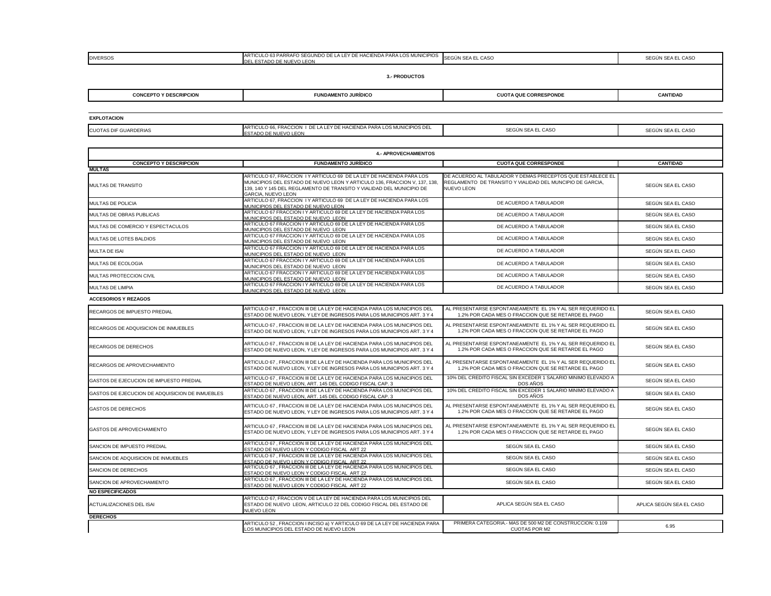| DIVERSOS | ARTICULO 63 PARRAFO SEGUNDO DE LA LEY DE HACIENDA PARA LOS MUNICIPIOS DEL ESTADO DE NUEVO LEON | SEGÚN SEA EL CASO | SEGÚN SEA EL CASO |
|---|---|---|---|

**3.- PRODUCTOS**

| CONCEPTO Y DESCRIPCION | FUNDAMENTO JURÍDICO | CUOTA QUE CORRESPONDE | CANTIDAD |
|---|---|---|---|
| **EXPLOTACION** | | | |
| CUOTAS DIF GUARDERIAS | ARTICULO 66, FRACCION I DE LA LEY DE HACIENDA PARA LOS MUNICIPIOS DEL ESTADO DE NUEVO LEON | SEGÚN SEA EL CASO | SEGÚN SEA EL CASO |

**4.- APROVECHAMIENTOS**

| CONCEPTO Y DESCRIPCION | FUNDAMENTO JURÍDICO | CUOTA QUE CORRESPONDE | CANTIDAD |
|---|---|---|---|
| **MULTAS** | | | |
| MULTAS DE TRANSITO | ARTICULO 67, FRACCION I Y ARTICULO 69 DE LA LEY DE HACIENDA PARA LOS MUNICIPIOS DEL ESTADO DE NUEVO LEON Y ARTICULO 136, FRACCION V, 137, 138, 139, 140 Y 145 DEL REGLAMENTO DE TRANSITO Y VIALIDAD DEL MUNICIPIO DE GARCIA, NUEVO LEON | DE ACUERDO AL TABULADOR Y DEMAS PRECEPTOS QUE ESTABLECE EL REGLAMENTO DE TRANSITO Y VIALIDAD DEL MUNCIPIO DE GARCIA, NUEVO LEON | SEGÚN SEA EL CASO |
| MULTAS DE POLICIA | ARTICULO 67, FRACCION I Y ARTICULO 69 DE LA LEY DE HACIENDA PARA LOS MUNICIPIOS DEL ESTADO DE NUEVO LEON | DE ACUERDO A TABULADOR | SEGÚN SEA EL CASO |
| MULTAS DE OBRAS PUBLICAS | ARTICULO 67 FRACCION I Y ARTICULO 69 DE LA LEY DE HACIENDA PARA LOS MUNICIPIOS DEL ESTADO DE NUEVO LEON | DE ACUERDO A TABULADOR | SEGÚN SEA EL CASO |
| MULTAS DE COMERCIO Y ESPECTACULOS | ARTICULO 67 FRACCION I Y ARTICULO 69 DE LA LEY DE HACIENDA PARA LOS MUNICIPIOS DEL ESTADO DE NUEVO LEON | DE ACUERDO A TABULADOR | SEGÚN SEA EL CASO |
| MULTAS DE LOTES BALDIOS | ARTICULO 67 FRACCION I Y ARTICULO 69 DE LA LEY DE HACIENDA PARA LOS MUNICIPIOS DEL ESTADO DE NUEVO LEON | DE ACUERDO A TABULADOR | SEGÚN SEA EL CASO |
| MULTA DE ISAI | ARTICULO 67 FRACCION I Y ARTICULO 69 DE LA LEY DE HACIENDA PARA LOS MUNICIPIOS DEL ESTADO DE NUEVO LEON | DE ACUERDO A TABULADOR | SEGÚN SEA EL CASO |
| MULTAS DE ECOLOGIA | ARTICULO 67 FRACCION I Y ARTICULO 69 DE LA LEY DE HACIENDA PARA LOS MUNICIPIOS DEL ESTADO DE NUEVO LEON | DE ACUERDO A TABULADOR | SEGÚN SEA EL CASO |
| MULTAS PROTECCION CIVIL | ARTICULO 67 FRACCION I Y ARTICULO 69 DE LA LEY DE HACIENDA PARA LOS MUNICIPIOS DEL ESTADO DE NUEVO LEON | DE ACUERDO A TABULADOR | SEGÚN SEA EL CASO |
| MULTAS DE LIMPIA | ARTICULO 67 FRACCION I Y ARTICULO 69 DE LA LEY DE HACIENDA PARA LOS MUNICIPIOS DEL ESTADO DE NUEVO LEON | DE ACUERDO A TABULADOR | SEGÚN SEA EL CASO |
| **ACCESORIOS Y REZAGOS** | | | |
| RECARGOS DE IMPUESTO PREDIAL | ARTICULO 67 , FRACCION III DE LA LEY DE HACIENDA PARA LOS MUNICIPIOS DEL ESTADO DE NUEVO LEON, Y LEY DE INGRESOS PARA LOS MUNICIPIOS ART. 3 Y 4 | AL PRESENTARSE ESPONTANEAMENTE EL 1% Y AL SER REQUERIDO EL 1.2% POR CADA MES O FRACCION QUE SE RETARDE EL PAGO | SEGÚN SEA EL CASO |
| RECARGOS DE ADQUISICION DE INMUEBLES | ARTICULO 67 , FRACCION III DE LA LEY DE HACIENDA PARA LOS MUNICIPIOS DEL ESTADO DE NUEVO LEON, Y LEY DE INGRESOS PARA LOS MUNICIPIOS ART. 3 Y 4 | AL PRESENTARSE ESPONTANEAMENTE EL 1% Y AL SER REQUERIDO EL 1.2% POR CADA MES O FRACCION QUE SE RETARDE EL PAGO | SEGÚN SEA EL CASO |
| RECARGOS DE DERECHOS | ARTICULO 67 , FRACCION III DE LA LEY DE HACIENDA PARA LOS MUNICIPIOS DEL ESTADO DE NUEVO LEON, Y LEY DE INGRESOS PARA LOS MUNICIPIOS ART. 3 Y 4 | AL PRESENTARSE ESPONTANEAMENTE EL 1% Y AL SER REQUERIDO EL 1.2% POR CADA MES O FRACCION QUE SE RETARDE EL PAGO | SEGÚN SEA EL CASO |
| RECARGOS DE APROVECHAMIENTO | ARTICULO 67 , FRACCION III DE LA LEY DE HACIENDA PARA LOS MUNICIPIOS DEL ESTADO DE NUEVO LEON, Y LEY DE INGRESOS PARA LOS MUNICIPIOS ART. 3 Y 4 | AL PRESENTARSE ESPONTANEAMENTE EL 1% Y AL SER REQUERIDO EL 1.2% POR CADA MES O FRACCION QUE SE RETARDE EL PAGO | SEGÚN SEA EL CASO |
| GASTOS DE EJECUCION DE IMPUESTO PREDIAL | ARTICULO 67 , FRACCION III DE LA LEY DE HACIENDA PARA LOS MUNICIPIOS DEL ESTADO DE NUEVO LEON, ART. 145 DEL CODIGO FISCAL CAP. 3 | 10% DEL CREDITO FISCAL SIN EXCEDER 1 SALARIO MINIMO ELEVADO A DOS AÑOS | SEGÚN SEA EL CASO |
| GASTOS DE EJECUCION DE ADQUISICION DE INMUEBLES | ARTICULO 67 , FRACCION III DE LA LEY DE HACIENDA PARA LOS MUNICIPIOS DEL ESTADO DE NUEVO LEON, ART. 145 DEL CODIGO FISCAL CAP. 3 | 10% DEL CREDITO FISCAL SIN EXCEDER 1 SALARIO MINIMO ELEVADO A DOS AÑOS | SEGÚN SEA EL CASO |
| GASTOS DE DERECHOS | ARTICULO 67 , FRACCION III DE LA LEY DE HACIENDA PARA LOS MUNICIPIOS DEL ESTADO DE NUEVO LEON, Y LEY DE INGRESOS PARA LOS MUNICIPIOS ART. 3 Y 4 | AL PRESENTARSE ESPONTANEAMENTE EL 1% Y AL SER REQUERIDO EL 1.2% POR CADA MES O FRACCION QUE SE RETARDE EL PAGO | SEGÚN SEA EL CASO |
| GASTOS DE APROVECHAMIENTO | ARTICULO 67 , FRACCION III DE LA LEY DE HACIENDA PARA LOS MUNICIPIOS DEL ESTADO DE NUEVO LEON, Y LEY DE INGRESOS PARA LOS MUNICIPIOS ART. 3 Y 4 | AL PRESENTARSE ESPONTANEAMENTE EL 1% Y AL SER REQUERIDO EL 1.2% POR CADA MES O FRACCION QUE SE RETARDE EL PAGO | SEGÚN SEA EL CASO |
| SANCION DE IMPUESTO PREDIAL | ARTICULO 67 , FRACCION III DE LA LEY DE HACIENDA PARA LOS MUNICIPIOS DEL ESTADO DE NUEVO LEON Y CODIGO FISCAL ART 22 | SEGÚN SEA EL CASO | SEGÚN SEA EL CASO |
| SANCION DE ADQUISICION DE INMUEBLES | ARTICULO 67 , FRACCION III DE LA LEY DE HACIENDA PARA LOS MUNICIPIOS DEL ESTADO DE NUEVO LEON Y CODIGO FISCAL ART 22 | SEGÚN SEA EL CASO | SEGÚN SEA EL CASO |
| SANCION DE DERECHOS | ARTICULO 67 , FRACCION III DE LA LEY DE HACIENDA PARA LOS MUNICIPIOS DEL ESTADO DE NUEVO LEON Y CODIGO FISCAL ART 22 | SEGÚN SEA EL CASO | SEGÚN SEA EL CASO |
| SANCION DE APROVECHAMIENTO | ARTICULO 67 , FRACCION III DE LA LEY DE HACIENDA PARA LOS MUNICIPIOS DEL ESTADO DE NUEVO LEON Y CODIGO FISCAL ART 22 | SEGÚN SEA EL CASO | SEGÚN SEA EL CASO |
| **NO ESPECIFICADOS** | | | |
| ACTUALIZACIONES DEL ISAI | ARTICULO 67, FRACCION V DE LA LEY DE HACIENDA PARA LOS MUNICIPIOS DEL ESTADO DE NUEVO LEON, ARTICULO 22 DEL CODIGO FISCAL DEL ESTADO DE NUEVO LEON | APLICA SEGÚN SEA EL CASO | APLICA SEGÚN SEA EL CASO |
| **DERECHOS** | | | |
| | ARTICULO 52 , FRACCION I INCISO a) Y ARTICULO 69 DE LA LEY DE HACIENDA PARA LOS MUNICIPIOS DEL ESTADO DE NUEVO LEON | PRIMERA CATEGORIA.- MAS DE 500 M2 DE CONSTRUCCION: 0.109 CUOTAS POR M2 | 6.95 |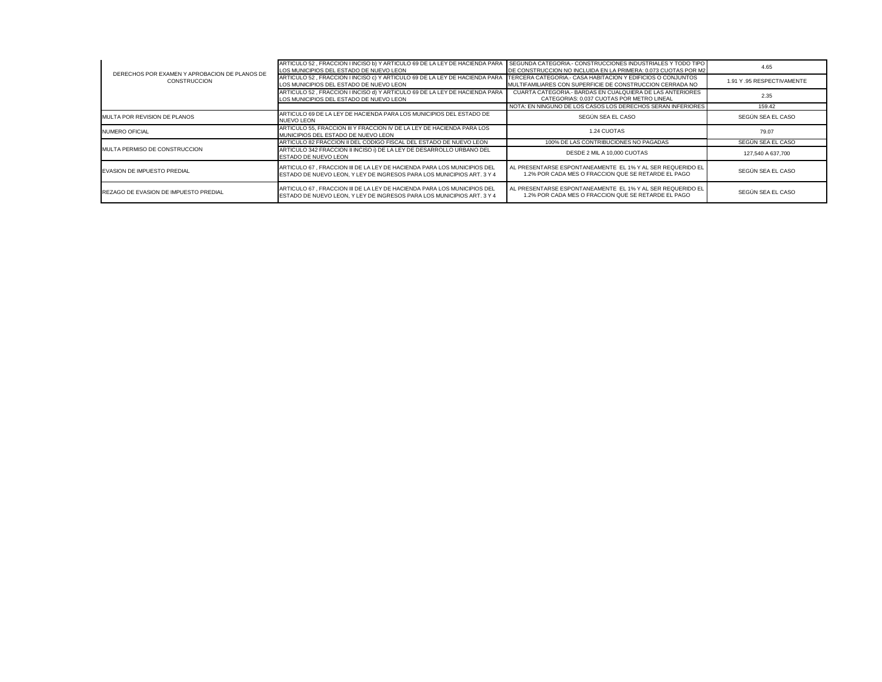| | | | |
|---|---|---|---|
| DERECHOS POR EXAMEN Y APROBACION DE PLANOS DE CONSTRUCCION | ARTICULO 52 , FRACCION I INCISO b) Y ARTICULO 69 DE LA LEY DE HACIENDA PARA LOS MUNICIPIOS DEL ESTADO DE NUEVO LEON | SEGUNDA CATEGORIA.- CONSTRUCCIONES INDUSTRIALES Y TODO TIPO DE CONSTRUCCION NO INCLUIDA EN LA PRIMERA: 0.073 CUOTAS POR M2 | 4.65 |
| | ARTICULO 52 , FRACCION I INCISO c) Y ARTICULO 69 DE LA LEY DE HACIENDA PARA LOS MUNICIPIOS DEL ESTADO DE NUEVO LEON | TERCERA CATEGORIA.- CASA HABITACION Y EDIFICIOS O CONJUNTOS MULTIFAMILIARES CON SUPERFICIE DE CONSTRUCCION CERRADA NO | 1.91 Y .95 RESPECTIVAMENTE |
| | ARTICULO 52 , FRACCION I INCISO d) Y ARTICULO 69 DE LA LEY DE HACIENDA PARA LOS MUNICIPIOS DEL ESTADO DE NUEVO LEON | CUARTA CATEGORIA.- BARDAS EN CUALQUIERA DE LAS ANTERIORES CATEGORIAS: 0.037 CUOTAS POR METRO LINEAL | 2.35 |
| | | NOTA: EN NINGUNO DE LOS CASOS LOS DERECHOS SERAN INFERIORES | 159.42 |
| MULTA POR REVISION DE PLANOS | ARTICULO 69 DE LA LEY DE HACIENDA PARA LOS MUNICIPIOS DEL ESTADO DE NUEVO LEON | SEGÚN SEA EL CASO | SEGÚN SEA EL CASO |
| NUMERO OFICIAL | ARTICULO 55, FRACCION III Y FRACCION IV DE LA LEY DE HACIENDA PARA LOS MUNICIPIOS DEL ESTADO DE NUEVO LEON | 1.24 CUOTAS | 79.07 |
| MULTA PERMISO DE CONSTRUCCION | ARTICULO 82 FRACCION II DEL CODIGO FISCAL DEL ESTADO DE NUEVO LEON | 100% DE LAS CONTRIBUCIONES NO PAGADAS | SEGÚN SEA EL CASO |
| | ARTICULO 342 FRACCION II INCISO i) DE LA LEY DE DESARROLLO URBANO DEL ESTADO DE NUEVO LEON | DESDE 2 MIL A 10,000 CUOTAS | 127,540 A 637,700 |
| EVASION DE IMPUESTO PREDIAL | ARTICULO 67 , FRACCION III DE LA LEY DE HACIENDA PARA LOS MUNICIPIOS DEL ESTADO DE NUEVO LEON, Y LEY DE INGRESOS PARA LOS MUNICIPIOS ART. 3 Y 4 | AL PRESENTARSE ESPONTANEAMENTE EL 1% Y AL SER REQUERIDO EL 1.2% POR CADA MES O FRACCION QUE SE RETARDE EL PAGO | SEGÚN SEA EL CASO |
| REZAGO DE EVASION DE IMPUESTO PREDIAL | ARTICULO 67 , FRACCION III DE LA LEY DE HACIENDA PARA LOS MUNICIPIOS DEL ESTADO DE NUEVO LEON, Y LEY DE INGRESOS PARA LOS MUNICIPIOS ART. 3 Y 4 | AL PRESENTARSE ESPONTANEAMENTE EL 1% Y AL SER REQUERIDO EL 1.2% POR CADA MES O FRACCION QUE SE RETARDE EL PAGO | SEGÚN SEA EL CASO |